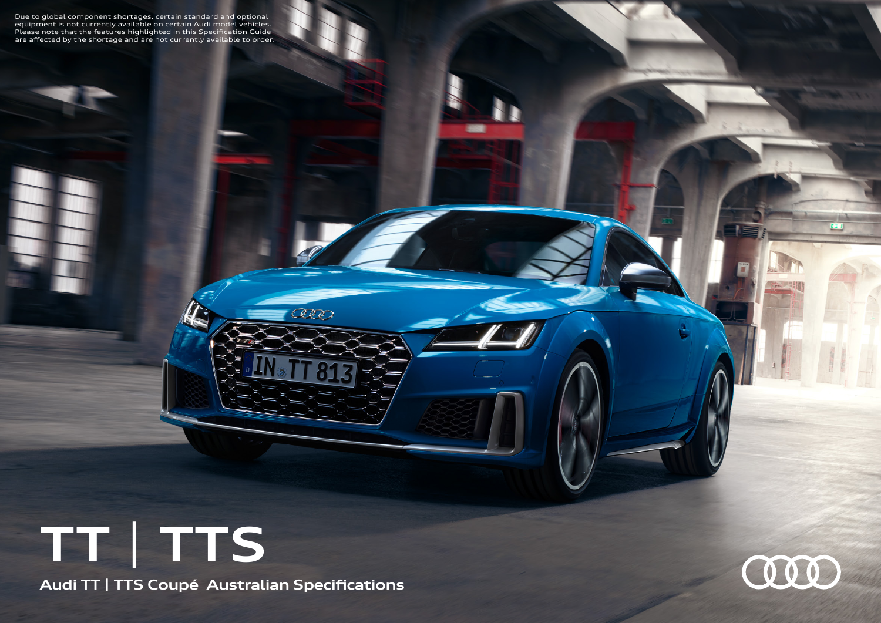Due to global component shortages, certain standard and optional equipment is not currently available on certain Audi model vehicles. Please note that the features highlighted in this Specification Guide are affected by the shortage and are not currently available to order.

# TT | TTS

## Audi TT | TTS Coupé Australian Specifications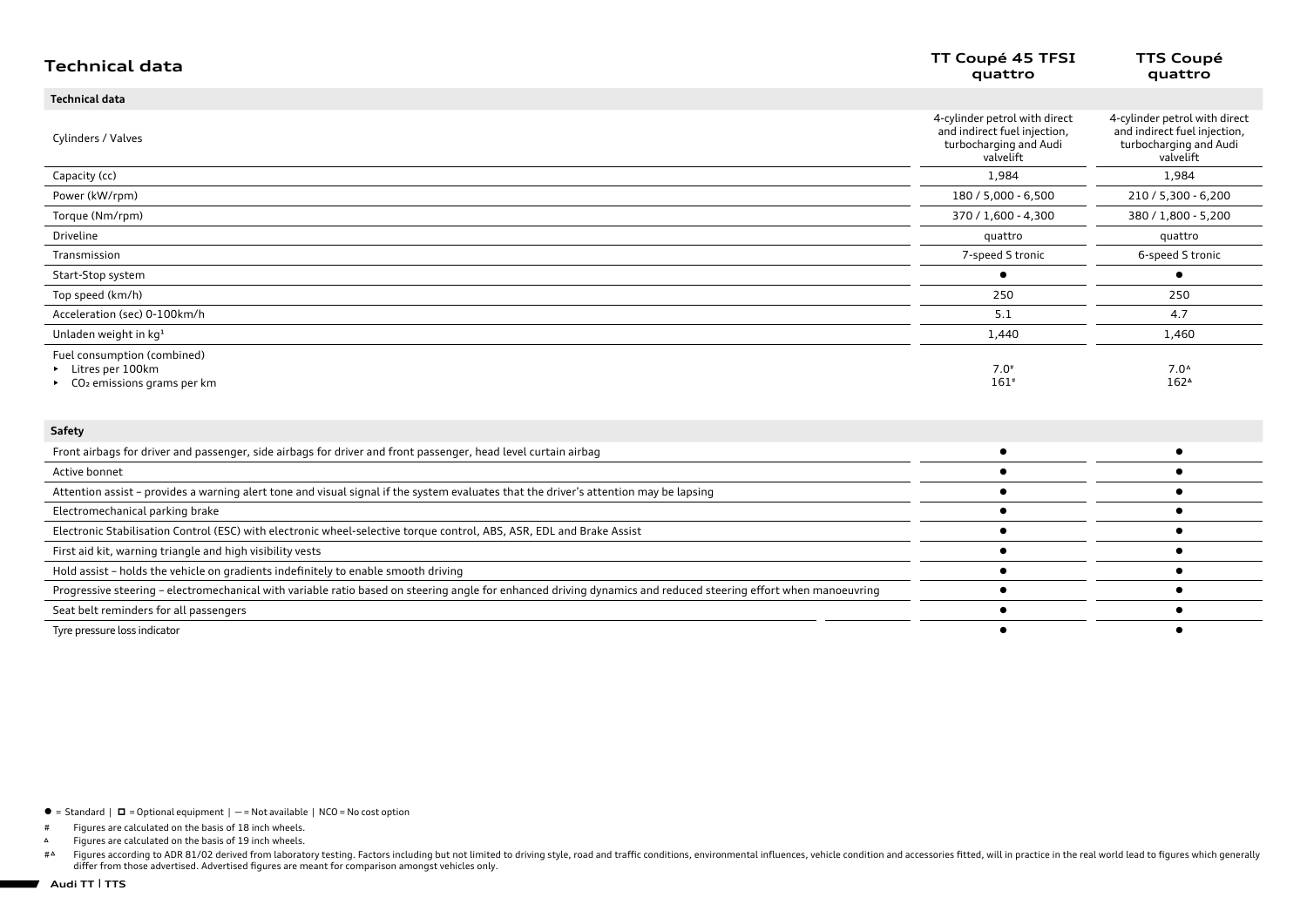# Technical data

| Technical data | TT Coupé 45 TFSI quattro | TTS Coupé quattro |
|---|---|---|
| Cylinders / Valves | 4-cylinder petrol with direct and indirect fuel injection, turbocharging and Audi valvelift | 4-cylinder petrol with direct and indirect fuel injection, turbocharging and Audi valvelift |
| Capacity (cc) | 1,984 | 1,984 |
| Power (kW/rpm) | 180 / 5,000 - 6,500 | 210 / 5,300 - 6,200 |
| Torque (Nm/rpm) | 370 / 1,600 - 4,300 | 380 / 1,800 - 5,200 |
| Driveline | quattro | quattro |
| Transmission | 7-speed S tronic | 6-speed S tronic |
| Start-Stop system | ● | ● |
| Top speed (km/h) | 250 | 250 |
| Acceleration (sec) 0-100km/h | 5.1 | 4.7 |
| Unladen weight in kg[1] | 1,440 | 1,460 |
| Fuel consumption (combined) ▸ Litres per 100km ▸ $CO_2$ emissions grams per km | 7.0# 161# | 7.0^ 162^ |

| Safety | TT Coupé 45 TFSI quattro | TTS Coupé quattro |
|---|---|---|
| Front airbags for driver and passenger, side airbags for driver and front passenger, head level curtain airbag | ● | ● |
| Active bonnet | ● | ● |
| Attention assist – provides a warning alert tone and visual signal if the system evaluates that the driver's attention may be lapsing | ● | ● |
| Electromechanical parking brake | ● | ● |
| Electronic Stabilisation Control (ESC) with electronic wheel-selective torque control, ABS, ASR, EDL and Brake Assist | ● | ● |
| First aid kit, warning triangle and high visibility vests | ● | ● |
| Hold assist – holds the vehicle on gradients indefinitely to enable smooth driving | ● | ● |
| Progressive steering – electromechanical with variable ratio based on steering angle for enhanced driving dynamics and reduced steering effort when manoeuvring | ● | ● |
| Seat belt reminders for all passengers | ● | ● |
| Tyre pressure loss indicator | ● | ● |

● = Standard | ☐ = Optional equipment | — = Not available | NCO = No cost option

# Figures are calculated on the basis of 18 inch wheels.

^ Figures are calculated on the basis of 19 inch wheels.

#^ Figures according to ADR 81/02 derived from laboratory testing. Factors including but not limited to driving style, road and traffic conditions, environmental influences, vehicle condition and accessories fitted, will in practice in the real world lead to figures which generally differ from those advertised. Advertised figures are meant for comparison amongst vehicles only.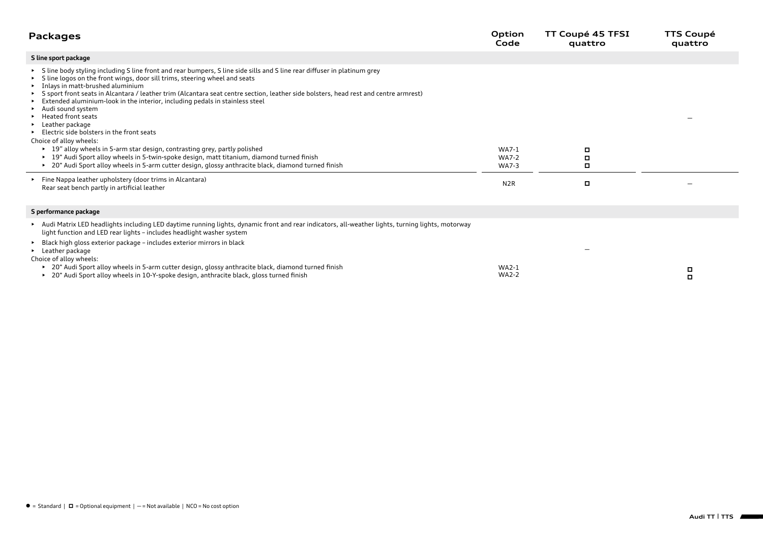| Packages | Option Code | TT Coupé 45 TFSI quattro | TTS Coupé quattro |
|---|---|---|---|
| **S line sport package** | | | |
| ▸ S line body styling including S line front and rear bumpers, S line side sills and S line rear diffuser in platinum grey<br>▸ S line logos on the front wings, door sill trims, steering wheel and seats<br>▸ Inlays in matt-brushed aluminium<br>▸ S sport front seats in Alcantara / leather trim (Alcantara seat centre section, leather side bolsters, head rest and centre armrest)<br>▸ Extended aluminium-look in the interior, including pedals in stainless steel<br>▸ Audi sound system<br>▸ Heated front seats<br>▸ Leather package<br>▸ Electric side bolsters in the front seats<br>Choice of alloy wheels: | | | – |
| ▸ 19" alloy wheels in 5-arm star design, contrasting grey, partly polished | WA7-1 | □ | |
| ▸ 19" Audi Sport alloy wheels in 5-twin-spoke design, matt titanium, diamond turned finish | WA7-2 | □ | |
| ▸ 20" Audi Sport alloy wheels in 5-arm cutter design, glossy anthracite black, diamond turned finish | WA7-3 | □ | |
| ▸ Fine Nappa leather upholstery (door trims in Alcantara)<br>Rear seat bench partly in artificial leather | N2R | □ | – |
| **S performance package** | | | |
| ▸ Audi Matrix LED headlights including LED daytime running lights, dynamic front and rear indicators, all-weather lights, turning lights, motorway light function and LED rear lights – includes headlight washer system<br>▸ Black high gloss exterior package – includes exterior mirrors in black<br>▸ Leather package<br>Choice of alloy wheels: | | – | |
| ▸ 20" Audi Sport alloy wheels in 5-arm cutter design, glossy anthracite black, diamond turned finish | WA2-1 | | □ |
| ▸ 20" Audi Sport alloy wheels in 10-Y-spoke design, anthracite black, gloss turned finish | WA2-2 | | □ |

● = Standard | □ = Optional equipment | – = Not available | NCO = No cost option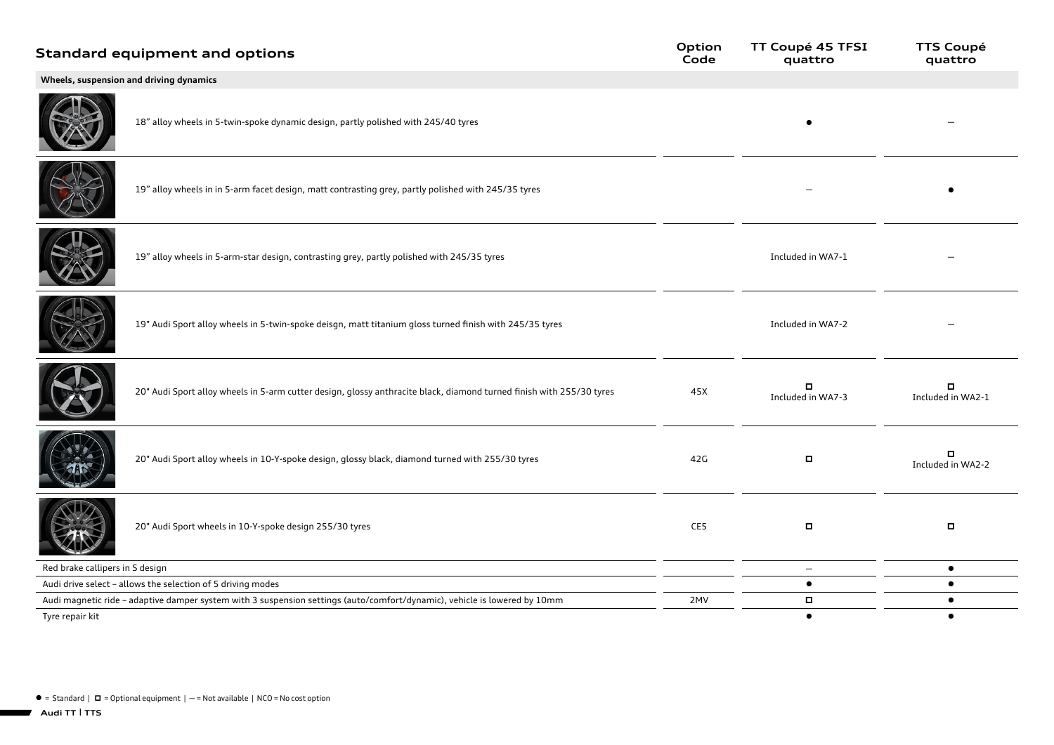## Standard equipment and options

| Standard equipment and options | Option Code | TT Coupé 45 TFSI quattro | TTS Coupé quattro |
|---|---|---|---|
| **Wheels, suspension and driving dynamics** | | | |
| 18" alloy wheels in 5-twin-spoke dynamic design, partly polished with 245/40 tyres | | ● | – |
| 19" alloy wheels in in 5-arm facet design, matt contrasting grey, partly polished with 245/35 tyres | | – | ● |
| 19" alloy wheels in 5-arm-star design, contrasting grey, partly polished with 245/35 tyres | | Included in WA7-1 | – |
| 19" Audi Sport alloy wheels in 5-twin-spoke deisgn, matt titanium gloss turned finish with 245/35 tyres | | Included in WA7-2 | – |
| 20" Audi Sport alloy wheels in 5-arm cutter design, glossy anthracite black, diamond turned finish with 255/30 tyres | 45X | ◻ Included in WA7-3 | ◻ Included in WA2-1 |
| 20" Audi Sport alloy wheels in 10-Y-spoke design, glossy black, diamond turned with 255/30 tyres | 42G | ◻ | ◻ Included in WA2-2 |
| 20" Audi Sport wheels in 10-Y-spoke design 255/30 tyres | CE5 | ◻ | ◻ |
| Red brake callipers in S design | | – | ● |
| Audi drive select – allows the selection of 5 driving modes | | ● | ● |
| Audi magnetic ride – adaptive damper system with 3 suspension settings (auto/comfort/dynamic), vehicle is lowered by 10mm | 2MV | ◻ | ● |
| Tyre repair kit | | ● | ● |

● = Standard | ◻ = Optional equipment | – = Not available | NCO = No cost option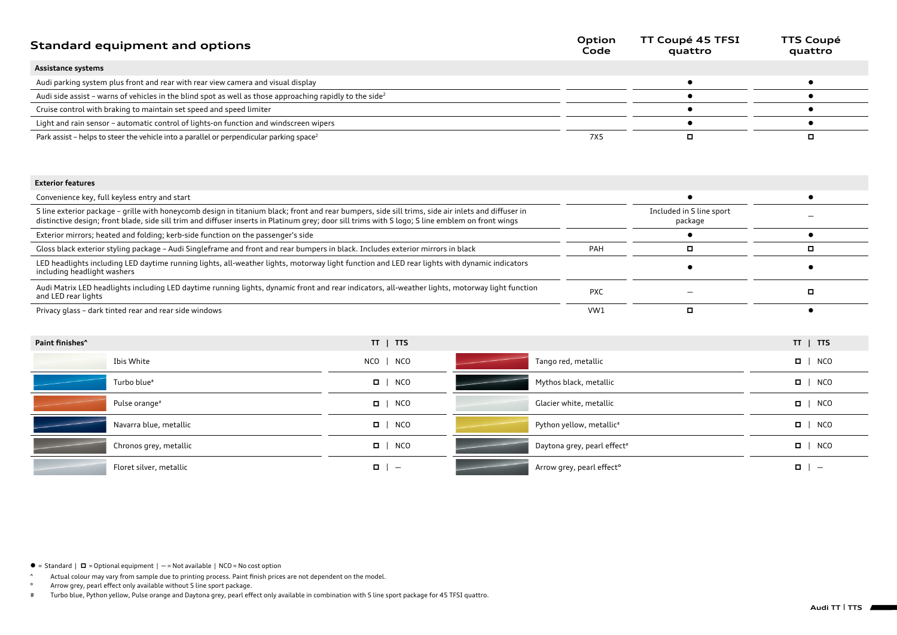## Standard equipment and options

| Standard equipment and options | Option Code | TT Coupé 45 TFSI quattro | TTS Coupé quattro |
|---|---|---|---|
| **Assistance systems** | | | |
| Audi parking system plus front and rear with rear view camera and visual display | | ● | ● |
| Audi side assist – warns of vehicles in the blind spot as well as those approaching rapidly to the side[2] | | ● | ● |
| Cruise control with braking to maintain set speed and speed limiter | | ● | ● |
| Light and rain sensor – automatic control of lights-on function and windscreen wipers | | ● | ● |
| Park assist – helps to steer the vehicle into a parallel or perpendicular parking space[2] | 7X5 | ☐ | ☐ |
| **Exterior features** | | | |
| Convenience key, full keyless entry and start | | ● | ● |
| S line exterior package – grille with honeycomb design in titanium black; front and rear bumpers, side sill trims, side air inlets and diffuser in distinctive design; front blade, side sill trim and diffuser inserts in Platinum grey; door sill trims with S logo; S line emblem on front wings | | Included in S line sport package | – |
| Exterior mirrors; heated and folding; kerb-side function on the passenger's side | | ● | ● |
| Gloss black exterior styling package – Audi Singleframe and front and rear bumpers in black. Includes exterior mirrors in black | PAH | ☐ | ☐ |
| LED headlights including LED daytime running lights, all-weather lights, motorway light function and LED rear lights with dynamic indicators including headlight washers | | ● | ● |
| Audi Matrix LED headlights including LED daytime running lights, dynamic front and rear indicators, all-weather lights, motorway light function and LED rear lights | PXC | – | ☐ |
| Privacy glass – dark tinted rear and rear side windows | VW1 | ☐ | ● |

| Paint finishes^ | TT \| TTS | Paint finishes^ | TT \| TTS |
|---|---|---|---|
| Ibis White | NCO \| NCO | Tango red, metallic | ☐ \| NCO |
| Turbo blue# | ☐ \| NCO | Mythos black, metallic | ☐ \| NCO |
| Pulse orange# | ☐ \| NCO | Glacier white, metallic | ☐ \| NCO |
| Navarra blue, metallic | ☐ \| NCO | Python yellow, metallic# | ☐ \| NCO |
| Chronos grey, metallic | ☐ \| NCO | Daytona grey, pearl effect# | ☐ \| NCO |
| Floret silver, metallic | ☐ \| – | Arrow grey, pearl effect° | ☐ \| – |

● = Standard | ☐ = Optional equipment | – = Not available | NCO = No cost option

^ Actual colour may vary from sample due to printing process. Paint finish prices are not dependent on the model.

° Arrow grey, pearl effect only available without S line sport package.

# Turbo blue, Python yellow, Pulse orange and Daytona grey, pearl effect only available in combination with S line sport package for 45 TFSI quattro.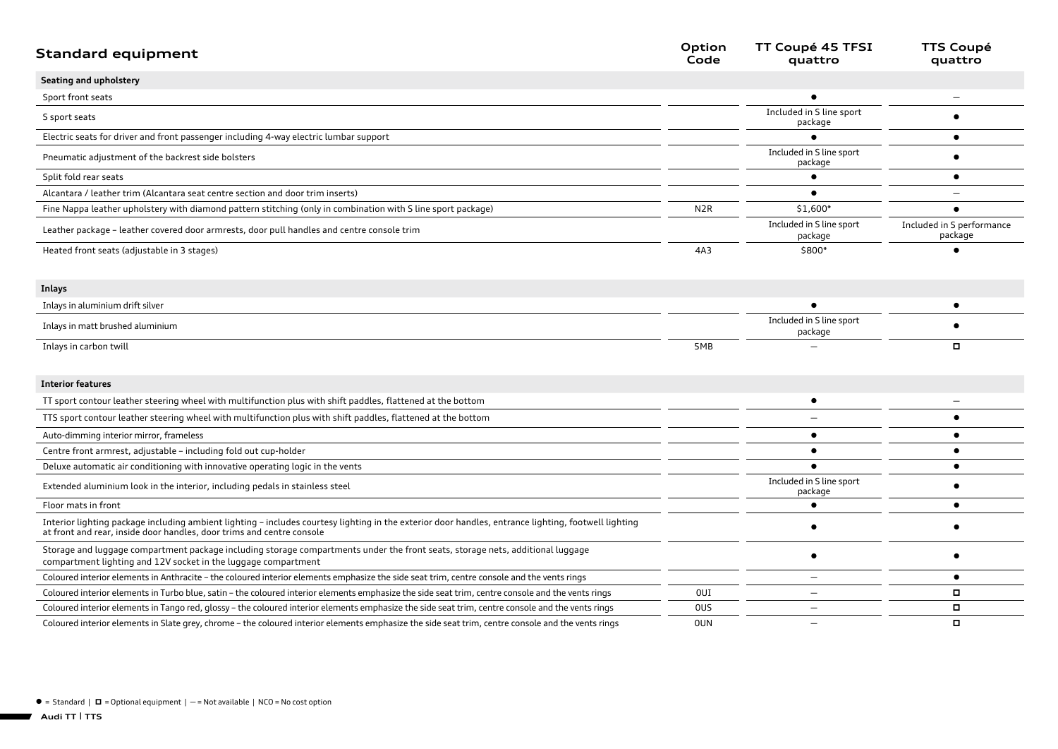## Standard equipment

| Standard equipment | Option Code | TT Coupé 45 TFSI quattro | TTS Coupé quattro |
|---|---|---|---|
| **Seating and upholstery** | | | |
| Sport front seats | | ● | – |
| S sport seats | | Included in S line sport package | ● |
| Electric seats for driver and front passenger including 4-way electric lumbar support | | ● | ● |
| Pneumatic adjustment of the backrest side bolsters | | Included in S line sport package | ● |
| Split fold rear seats | | ● | ● |
| Alcantara / leather trim (Alcantara seat centre section and door trim inserts) | | ● | – |
| Fine Nappa leather upholstery with diamond pattern stitching (only in combination with S line sport package) | N2R | $1,600* | ● |
| Leather package – leather covered door armrests, door pull handles and centre console trim | | Included in S line sport package | Included in S performance package |
| Heated front seats (adjustable in 3 stages) | 4A3 | $800* | ● |
| **Inlays** | | | |
| Inlays in aluminium drift silver | | ● | ● |
| Inlays in matt brushed aluminium | | Included in S line sport package | ● |
| Inlays in carbon twill | 5MB | – | ◻ |
| **Interior features** | | | |
| TT sport contour leather steering wheel with multifunction plus with shift paddles, flattened at the bottom | | ● | – |
| TTS sport contour leather steering wheel with multifunction plus with shift paddles, flattened at the bottom | | – | ● |
| Auto-dimming interior mirror, frameless | | ● | ● |
| Centre front armrest, adjustable – including fold out cup-holder | | ● | ● |
| Deluxe automatic air conditioning with innovative operating logic in the vents | | ● | ● |
| Extended aluminium look in the interior, including pedals in stainless steel | | Included in S line sport package | ● |
| Floor mats in front | | ● | ● |
| Interior lighting package including ambient lighting – includes courtesy lighting in the exterior door handles, entrance lighting, footwell lighting at front and rear, inside door handles, door trims and centre console | | ● | ● |
| Storage and luggage compartment package including storage compartments under the front seats, storage nets, additional luggage compartment lighting and 12V socket in the luggage compartment | | ● | ● |
| Coloured interior elements in Anthracite – the coloured interior elements emphasize the side seat trim, centre console and the vents rings | | – | ● |
| Coloured interior elements in Turbo blue, satin – the coloured interior elements emphasize the side seat trim, centre console and the vents rings | 0UI | – | ◻ |
| Coloured interior elements in Tango red, glossy – the coloured interior elements emphasize the side seat trim, centre console and the vents rings | 0US | – | ◻ |
| Coloured interior elements in Slate grey, chrome – the coloured interior elements emphasize the side seat trim, centre console and the vents rings | 0UN | – | ◻ |

● = Standard | ◻ = Optional equipment | – = Not available | NCO = No cost option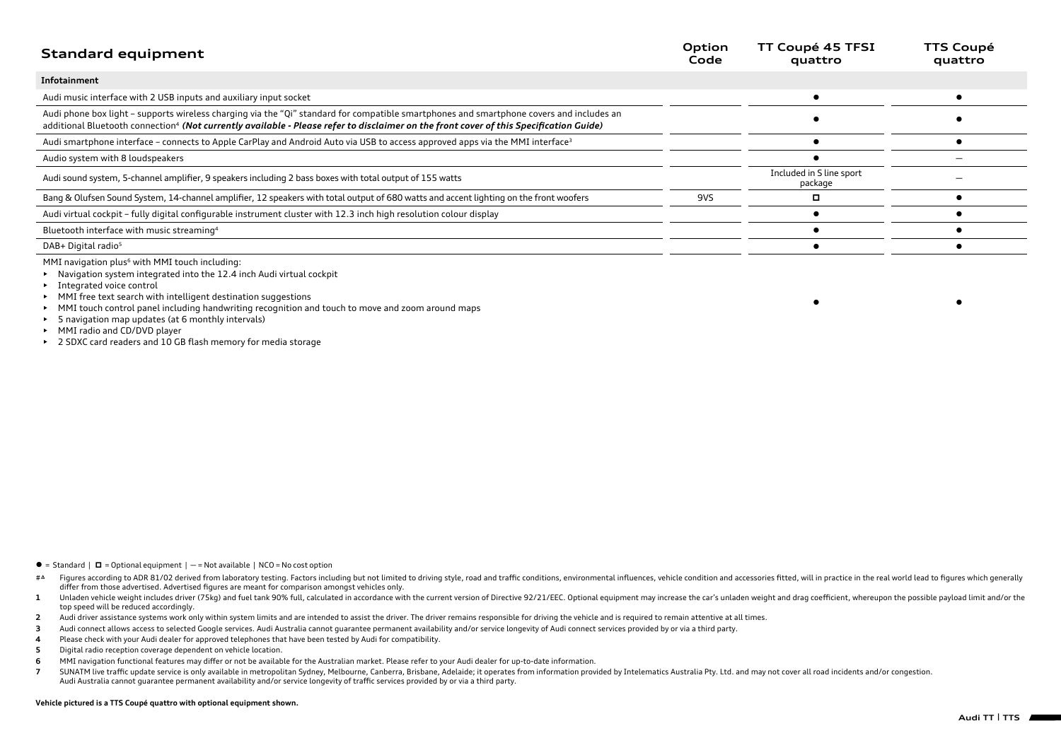| Standard equipment | Option Code | TT Coupé 45 TFSI quattro | TTS Coupé quattro |
|---|---|---|---|
| **Infotainment** | | | |
| Audi music interface with 2 USB inputs and auxiliary input socket | | ● | ● |
| Audi phone box light – supports wireless charging via the "Qi" standard for compatible smartphones and smartphone covers and includes an additional Bluetooth connection[4] ***(Not currently available - Please refer to disclaimer on the front cover of this Specification Guide)*** | | ● | ● |
| Audi smartphone interface – connects to Apple CarPlay and Android Auto via USB to access approved apps via the MMI interface[3] | | ● | ● |
| Audio system with 8 loudspeakers | | ● | – |
| Audi sound system, 5-channel amplifier, 9 speakers including 2 bass boxes with total output of 155 watts | | Included in S line sport package | – |
| Bang & Olufsen Sound System, 14-channel amplifier, 12 speakers with total output of 680 watts and accent lighting on the front woofers | 9VS | ◻ | ● |
| Audi virtual cockpit – fully digital configurable instrument cluster with 12.3 inch high resolution colour display | | ● | ● |
| Bluetooth interface with music streaming[4] | | ● | ● |
| DAB+ Digital radio[5] | | ● | ● |
| MMI navigation plus[6] with MMI touch including:<br>▸ Navigation system integrated into the 12.4 inch Audi virtual cockpit<br>▸ Integrated voice control<br>▸ MMI free text search with intelligent destination suggestions<br>▸ MMI touch control panel including handwriting recognition and touch to move and zoom around maps<br>▸ 5 navigation map updates (at 6 monthly intervals)<br>▸ MMI radio and CD/DVD player<br>▸ 2 SDXC card readers and 10 GB flash memory for media storage | | ● | ● |

● = Standard | ◻ = Optional equipment | – = Not available | NCO = No cost option

#Δ Figures according to ADR 81/02 derived from laboratory testing. Factors including but not limited to driving style, road and traffic conditions, environmental influences, vehicle condition and accessories fitted, will in practice in the real world lead to figures which generally differ from those advertised. Advertised figures are meant for comparison amongst vehicles only.

1 Unladen vehicle weight includes driver (75kg) and fuel tank 90% full, calculated in accordance with the current version of Directive 92/21/EEC. Optional equipment may increase the car's unladen weight and drag coefficient, whereupon the possible payload limit and/or the top speed will be reduced accordingly.

2 Audi driver assistance systems work only within system limits and are intended to assist the driver. The driver remains responsible for driving the vehicle and is required to remain attentive at all times.

3 Audi connect allows access to selected Google services. Audi Australia cannot guarantee permanent availability and/or service longevity of Audi connect services provided by or via a third party.

4 Please check with your Audi dealer for approved telephones that have been tested by Audi for compatibility.

5 Digital radio reception coverage dependent on vehicle location.

6 MMI navigation functional features may differ or not be available for the Australian market. Please refer to your Audi dealer for up-to-date information.

7 SUNATM live traffic update service is only available in metropolitan Sydney, Melbourne, Canberra, Brisbane, Adelaide; it operates from information provided by Intelematics Australia Pty. Ltd. and may not cover all road incidents and/or congestion. Audi Australia cannot guarantee permanent availability and/or service longevity of traffic services provided by or via a third party.

**Vehicle pictured is a TTS Coupé quattro with optional equipment shown.**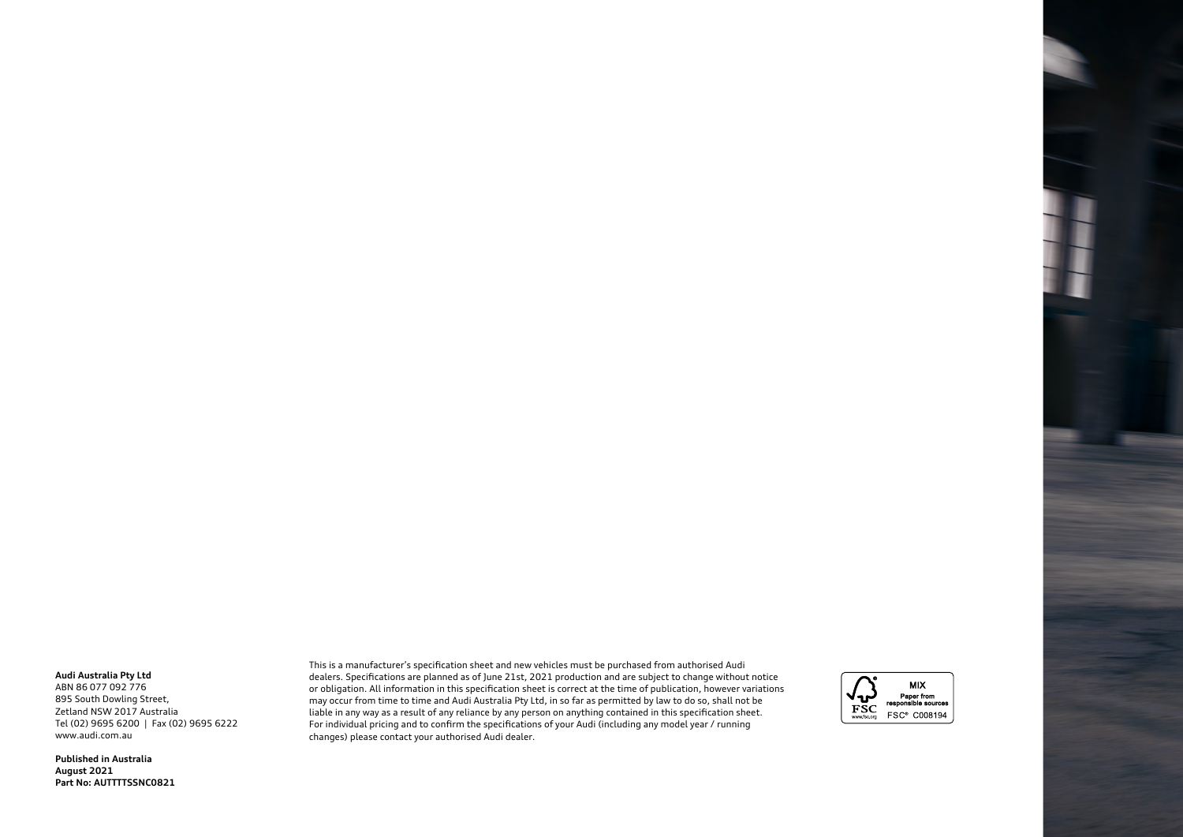**Audi Australia Pty Ltd**
ABN 86 077 092 776
895 South Dowling Street,
Zetland NSW 2017 Australia
Tel (02) 9695 6200 | Fax (02) 9695 6222
www.audi.com.au

**Published in Australia**
**August 2021**
**Part No: AUTTTTSSNC0821**

This is a manufacturer's specification sheet and new vehicles must be purchased from authorised Audi dealers. Specifications are planned as of June 21st, 2021 production and are subject to change without notice or obligation. All information in this specification sheet is correct at the time of publication, however variations may occur from time to time and Audi Australia Pty Ltd, in so far as permitted by law to do so, shall not be liable in any way as a result of any reliance by any person on anything contained in this specification sheet. For individual pricing and to confirm the specifications of your Audi (including any model year / running changes) please contact your authorised Audi dealer.

FSC
www.fsc.org
MIX
Paper from responsible sources
FSC® C008194